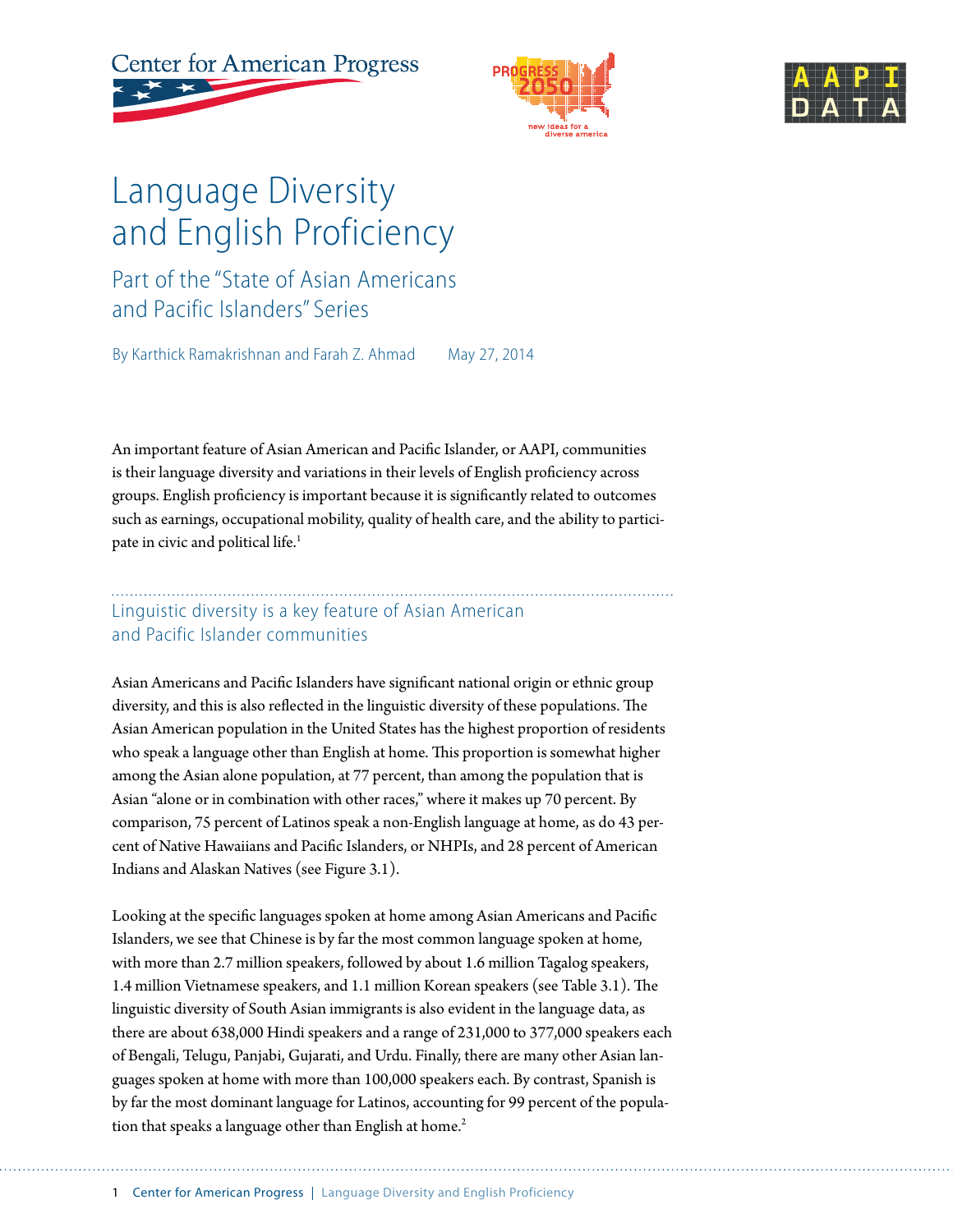# Language Diversity and English Proficiency

## Part of the "State of Asian Americans and Pacific Islanders" Series

By Karthick Ramakrishnan and Farah Z. Ahmad    May 27, 2014

An important feature of Asian American and Pacific Islander, or AAPI, communities is their language diversity and variations in their levels of English proficiency across groups. English proficiency is important because it is significantly related to outcomes such as earnings, occupational mobility, quality of health care, and the ability to participate in civic and political life.[1]

## Linguistic diversity is a key feature of Asian American and Pacific Islander communities

Asian Americans and Pacific Islanders have significant national origin or ethnic group diversity, and this is also reflected in the linguistic diversity of these populations. The Asian American population in the United States has the highest proportion of residents who speak a language other than English at home. This proportion is somewhat higher among the Asian alone population, at 77 percent, than among the population that is Asian "alone or in combination with other races," where it makes up 70 percent. By comparison, 75 percent of Latinos speak a non-English language at home, as do 43 percent of Native Hawaiians and Pacific Islanders, or NHPIs, and 28 percent of American Indians and Alaskan Natives (see Figure 3.1).

Looking at the specific languages spoken at home among Asian Americans and Pacific Islanders, we see that Chinese is by far the most common language spoken at home, with more than 2.7 million speakers, followed by about 1.6 million Tagalog speakers, 1.4 million Vietnamese speakers, and 1.1 million Korean speakers (see Table 3.1). The linguistic diversity of South Asian immigrants is also evident in the language data, as there are about 638,000 Hindi speakers and a range of 231,000 to 377,000 speakers each of Bengali, Telugu, Panjabi, Gujarati, and Urdu. Finally, there are many other Asian languages spoken at home with more than 100,000 speakers each. By contrast, Spanish is by far the most dominant language for Latinos, accounting for 99 percent of the population that speaks a language other than English at home.[2]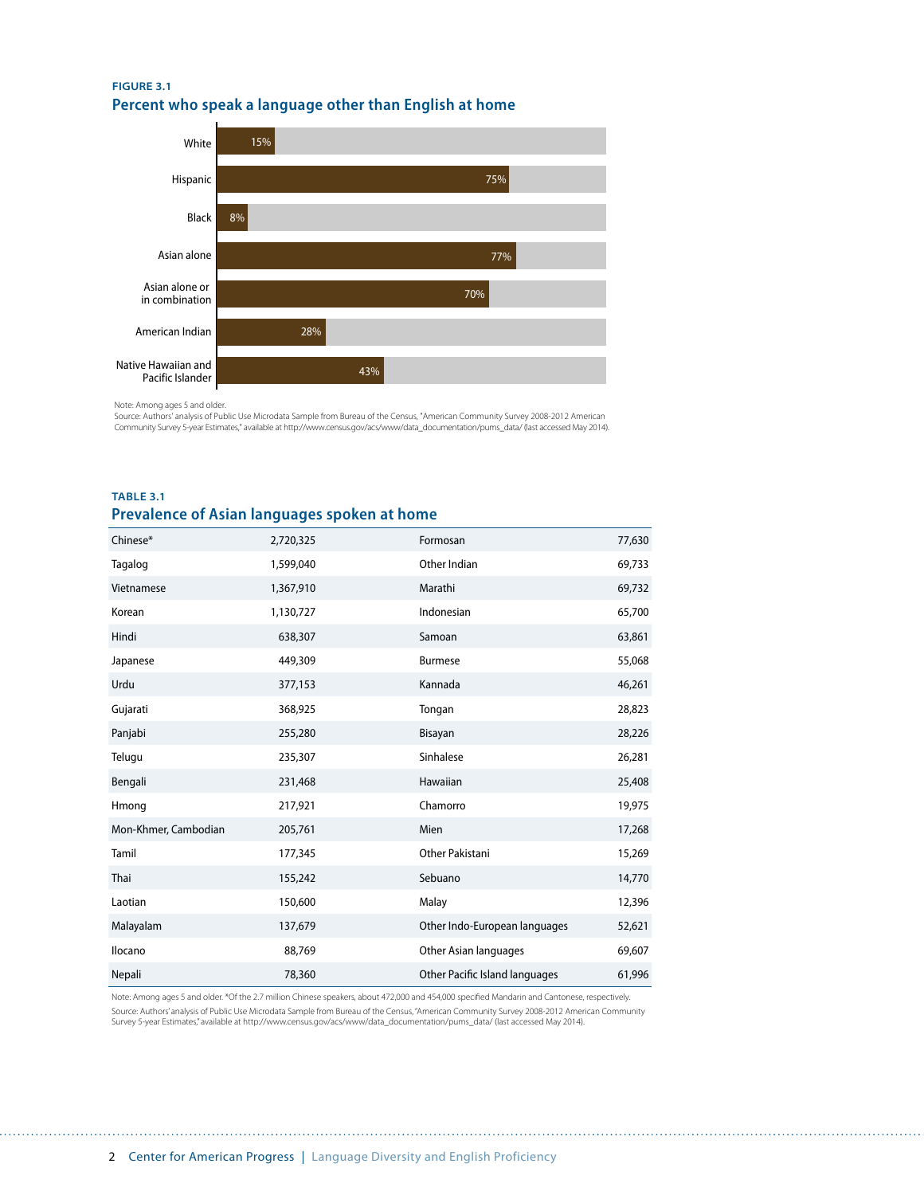**FIGURE 3.1**

## Percent who speak a language other than English at home

| Group | Percent |
|---|---|
| White | 15% |
| Hispanic | 75% |
| Black | 8% |
| Asian alone | 77% |
| Asian alone or in combination | 70% |
| American Indian | 28% |
| Native Hawaiian and Pacific Islander | 43% |

Note: Among ages 5 and older.
Source: Authors' analysis of Public Use Microdata Sample from Bureau of the Census, "American Community Survey 2008-2012 American Community Survey 5-year Estimates," available at http://www.census.gov/acs/www/data_documentation/pums_data/ (last accessed May 2014).

**TABLE 3.1**

## Prevalence of Asian languages spoken at home

| | | | |
|---|---|---|---|
| Chinese* | 2,720,325 | Formosan | 77,630 |
| Tagalog | 1,599,040 | Other Indian | 69,733 |
| Vietnamese | 1,367,910 | Marathi | 69,732 |
| Korean | 1,130,727 | Indonesian | 65,700 |
| Hindi | 638,307 | Samoan | 63,861 |
| Japanese | 449,309 | Burmese | 55,068 |
| Urdu | 377,153 | Kannada | 46,261 |
| Gujarati | 368,925 | Tongan | 28,823 |
| Panjabi | 255,280 | Bisayan | 28,226 |
| Telugu | 235,307 | Sinhalese | 26,281 |
| Bengali | 231,468 | Hawaiian | 25,408 |
| Hmong | 217,921 | Chamorro | 19,975 |
| Mon-Khmer, Cambodian | 205,761 | Mien | 17,268 |
| Tamil | 177,345 | Other Pakistani | 15,269 |
| Thai | 155,242 | Sebuano | 14,770 |
| Laotian | 150,600 | Malay | 12,396 |
| Malayalam | 137,679 | Other Indo-European languages | 52,621 |
| Ilocano | 88,769 | Other Asian languages | 69,607 |
| Nepali | 78,360 | Other Pacific Island languages | 61,996 |

Note: Among ages 5 and older. *Of the 2.7 million Chinese speakers, about 472,000 and 454,000 specified Mandarin and Cantonese, respectively.
Source: Authors' analysis of Public Use Microdata Sample from Bureau of the Census, "American Community Survey 2008-2012 American Community Survey 5-year Estimates," available at http://www.census.gov/acs/www/data_documentation/pums_data/ (last accessed May 2014).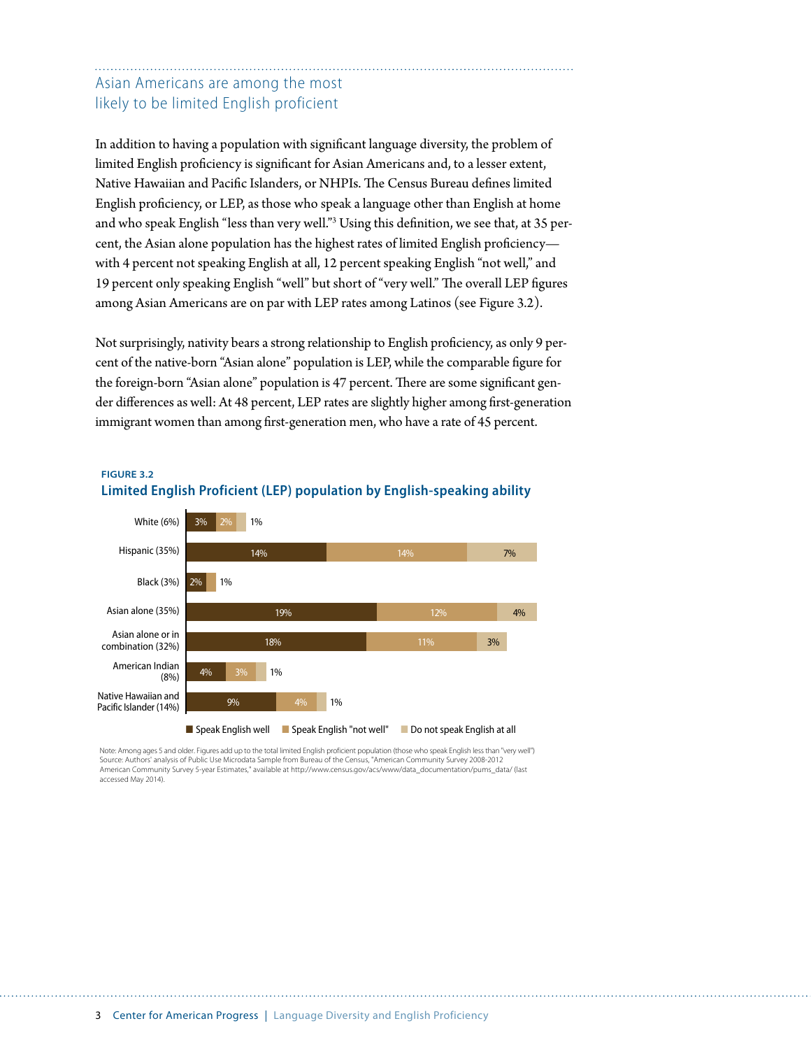## Asian Americans are among the most likely to be limited English proficient

In addition to having a population with significant language diversity, the problem of limited English proficiency is significant for Asian Americans and, to a lesser extent, Native Hawaiian and Pacific Islanders, or NHPIs. The Census Bureau defines limited English proficiency, or LEP, as those who speak a language other than English at home and who speak English "less than very well."[3] Using this definition, we see that, at 35 percent, the Asian alone population has the highest rates of limited English proficiency—with 4 percent not speaking English at all, 12 percent speaking English "not well," and 19 percent only speaking English "well" but short of "very well." The overall LEP figures among Asian Americans are on par with LEP rates among Latinos (see Figure 3.2).

Not surprisingly, nativity bears a strong relationship to English proficiency, as only 9 percent of the native-born "Asian alone" population is LEP, while the comparable figure for the foreign-born "Asian alone" population is 47 percent. There are some significant gender differences as well: At 48 percent, LEP rates are slightly higher among first-generation immigrant women than among first-generation men, who have a rate of 45 percent.

**FIGURE 3.2**

**Limited English Proficient (LEP) population by English-speaking ability**

| Group | Speak English well | Speak English "not well" | Do not speak English at all |
|---|---|---|---|
| White (6%) | 3% | 2% | 1% |
| Hispanic (35%) | 14% | 14% | 7% |
| Black (3%) | 2% | 1% | |
| Asian alone (35%) | 19% | 12% | 4% |
| Asian alone or in combination (32%) | 18% | 11% | 3% |
| American Indian (8%) | 4% | 3% | 1% |
| Native Hawaiian and Pacific Islander (14%) | 9% | 4% | 1% |

Note: Among ages 5 and older. Figures add up to the total limited English proficient population (those who speak English less than "very well")
Source: Authors' analysis of Public Use Microdata Sample from Bureau of the Census, "American Community Survey 2008-2012 American Community Survey 5-year Estimates," available at http://www.census.gov/acs/www/data_documentation/pums_data/ (last accessed May 2014).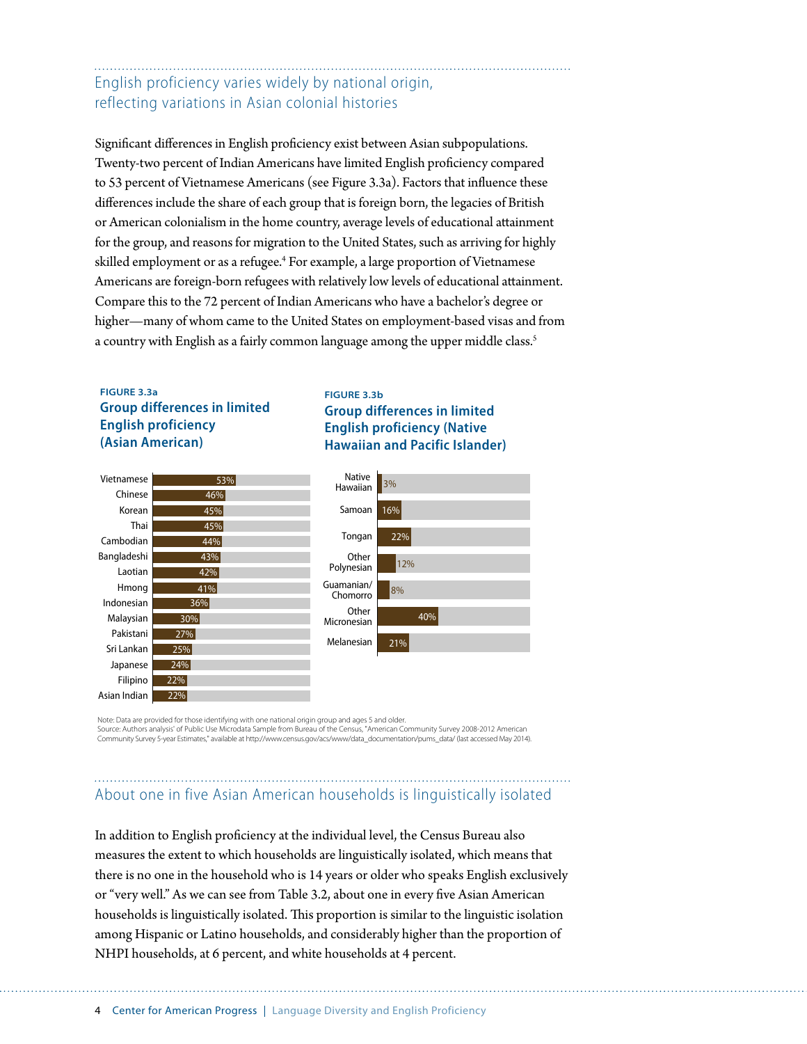## English proficiency varies widely by national origin, reflecting variations in Asian colonial histories

Significant differences in English proficiency exist between Asian subpopulations. Twenty-two percent of Indian Americans have limited English proficiency compared to 53 percent of Vietnamese Americans (see Figure 3.3a). Factors that influence these differences include the share of each group that is foreign born, the legacies of British or American colonialism in the home country, average levels of educational attainment for the group, and reasons for migration to the United States, such as arriving for highly skilled employment or as a refugee.[4] For example, a large proportion of Vietnamese Americans are foreign-born refugees with relatively low levels of educational attainment. Compare this to the 72 percent of Indian Americans who have a bachelor's degree or higher—many of whom came to the United States on employment-based visas and from a country with English as a fairly common language among the upper middle class.[5]

**FIGURE 3.3a**

**Group differences in limited English proficiency (Asian American)**

| Group | Limited English proficiency |
|---|---|
| Vietnamese | 53% |
| Chinese | 46% |
| Korean | 45% |
| Thai | 45% |
| Cambodian | 44% |
| Bangladeshi | 43% |
| Laotian | 42% |
| Hmong | 41% |
| Indonesian | 36% |
| Malaysian | 30% |
| Pakistani | 27% |
| Sri Lankan | 25% |
| Japanese | 24% |
| Filipino | 22% |
| Asian Indian | 22% |

**FIGURE 3.3b**

**Group differences in limited English proficiency (Native Hawaiian and Pacific Islander)**

| Group | Limited English proficiency |
|---|---|
| Native Hawaiian | 3% |
| Samoan | 16% |
| Tongan | 22% |
| Other Polynesian | 12% |
| Guamanian/Chomorro | 8% |
| Other Micronesian | 40% |
| Melanesian | 21% |

Note: Data are provided for those identifying with one national origin group and ages 5 and older.
Source: Authors analysis' of Public Use Microdata Sample from Bureau of the Census, "American Community Survey 2008-2012 American Community Survey 5-year Estimates," available at http://www.census.gov/acs/www/data_documentation/pums_data/ (last accessed May 2014).

## About one in five Asian American households is linguistically isolated

In addition to English proficiency at the individual level, the Census Bureau also measures the extent to which households are linguistically isolated, which means that there is no one in the household who is 14 years or older who speaks English exclusively or "very well." As we can see from Table 3.2, about one in every five Asian American households is linguistically isolated. This proportion is similar to the linguistic isolation among Hispanic or Latino households, and considerably higher than the proportion of NHPI households, at 6 percent, and white households at 4 percent.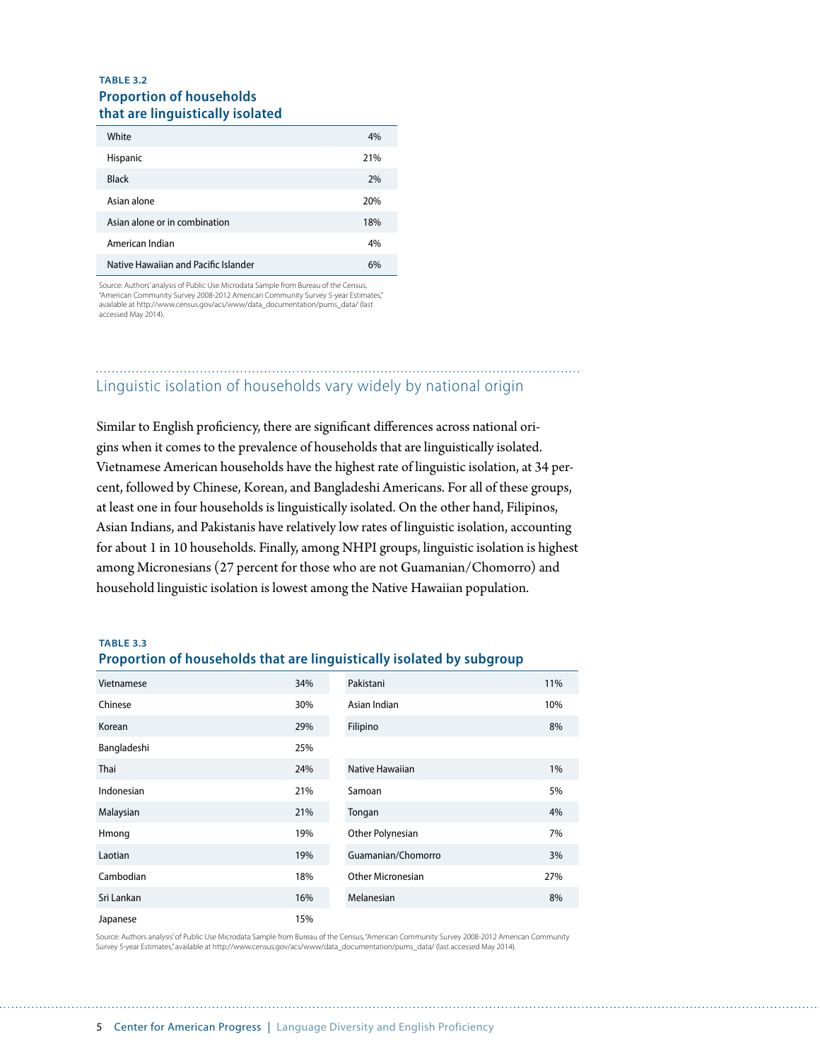**TABLE 3.2**

**Proportion of households that are linguistically isolated**

| | |
|---|---|
| White | 4% |
| Hispanic | 21% |
| Black | 2% |
| Asian alone | 20% |
| Asian alone or in combination | 18% |
| American Indian | 4% |
| Native Hawaiian and Pacific Islander | 6% |

Source: Authors' analysis of Public Use Microdata Sample from Bureau of the Census, "American Community Survey 2008-2012 American Community Survey 5-year Estimates," available at http://www.census.gov/acs/www/data_documentation/pums_data/ (last accessed May 2014).

## Linguistic isolation of households vary widely by national origin

Similar to English proficiency, there are significant differences across national origins when it comes to the prevalence of households that are linguistically isolated. Vietnamese American households have the highest rate of linguistic isolation, at 34 percent, followed by Chinese, Korean, and Bangladeshi Americans. For all of these groups, at least one in four households is linguistically isolated. On the other hand, Filipinos, Asian Indians, and Pakistanis have relatively low rates of linguistic isolation, accounting for about 1 in 10 households. Finally, among NHPI groups, linguistic isolation is highest among Micronesians (27 percent for those who are not Guamanian/Chomorro) and household linguistic isolation is lowest among the Native Hawaiian population.

**TABLE 3.3**

**Proportion of households that are linguistically isolated by subgroup**

| | | | |
|---|---|---|---|
| Vietnamese | 34% | Pakistani | 11% |
| Chinese | 30% | Asian Indian | 10% |
| Korean | 29% | Filipino | 8% |
| Bangladeshi | 25% | | |
| Thai | 24% | Native Hawaiian | 1% |
| Indonesian | 21% | Samoan | 5% |
| Malaysian | 21% | Tongan | 4% |
| Hmong | 19% | Other Polynesian | 7% |
| Laotian | 19% | Guamanian/Chomorro | 3% |
| Cambodian | 18% | Other Micronesian | 27% |
| Sri Lankan | 16% | Melanesian | 8% |
| Japanese | 15% | | |

Source: Authors analysis' of Public Use Microdata Sample from Bureau of the Census, "American Community Survey 2008-2012 American Community Survey 5-year Estimates," available at http://www.census.gov/acs/www/data_documentation/pums_data/ (last accessed May 2014).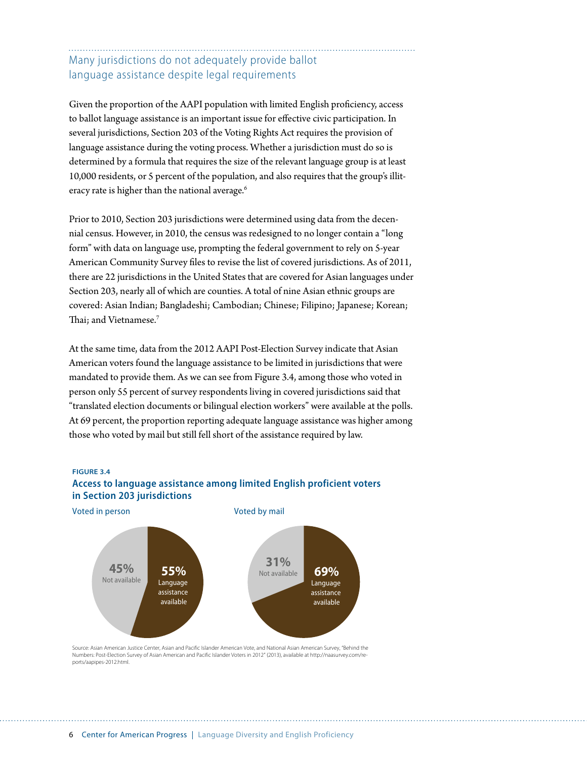## Many jurisdictions do not adequately provide ballot language assistance despite legal requirements

Given the proportion of the AAPI population with limited English proficiency, access to ballot language assistance is an important issue for effective civic participation. In several jurisdictions, Section 203 of the Voting Rights Act requires the provision of language assistance during the voting process. Whether a jurisdiction must do so is determined by a formula that requires the size of the relevant language group is at least 10,000 residents, or 5 percent of the population, and also requires that the group's illiteracy rate is higher than the national average.[6]

Prior to 2010, Section 203 jurisdictions were determined using data from the decennial census. However, in 2010, the census was redesigned to no longer contain a "long form" with data on language use, prompting the federal government to rely on 5-year American Community Survey files to revise the list of covered jurisdictions. As of 2011, there are 22 jurisdictions in the United States that are covered for Asian languages under Section 203, nearly all of which are counties. A total of nine Asian ethnic groups are covered: Asian Indian; Bangladeshi; Cambodian; Chinese; Filipino; Japanese; Korean; Thai; and Vietnamese.[7]

At the same time, data from the 2012 AAPI Post-Election Survey indicate that Asian American voters found the language assistance to be limited in jurisdictions that were mandated to provide them. As we can see from Figure 3.4, among those who voted in person only 55 percent of survey respondents living in covered jurisdictions said that "translated election documents or bilingual election workers" were available at the polls. At 69 percent, the proportion reporting adequate language assistance was higher among those who voted by mail but still fell short of the assistance required by law.

**FIGURE 3.4**

**Access to language assistance among limited English proficient voters in Section 203 jurisdictions**

| | Voted in person | Voted by mail |
|---|---|---|
| Language assistance available | 55% | 69% |
| Not available | 45% | 31% |

Source: Asian American Justice Center, Asian and Pacific Islander American Vote, and National Asian American Survey, "Behind the Numbers: Post-Election Survey of Asian American and Pacific Islander Voters in 2012" (2013), available at http://naasurvey.com/reports/aapipes-2012.html.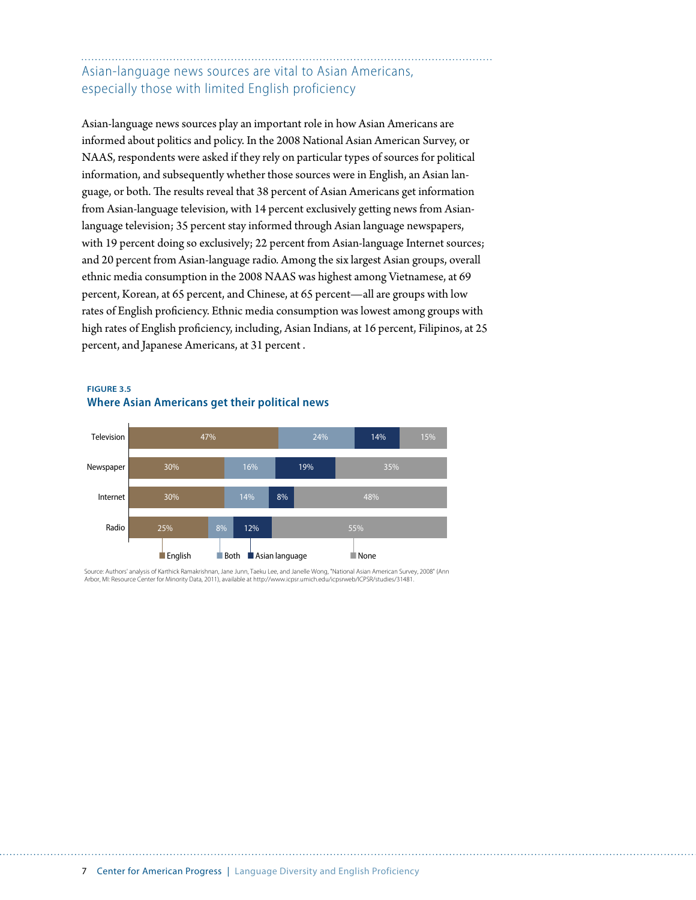## Asian-language news sources are vital to Asian Americans, especially those with limited English proficiency

Asian-language news sources play an important role in how Asian Americans are informed about politics and policy. In the 2008 National Asian American Survey, or NAAS, respondents were asked if they rely on particular types of sources for political information, and subsequently whether those sources were in English, an Asian language, or both. The results reveal that 38 percent of Asian Americans get information from Asian-language television, with 14 percent exclusively getting news from Asian-language television; 35 percent stay informed through Asian language newspapers, with 19 percent doing so exclusively; 22 percent from Asian-language Internet sources; and 20 percent from Asian-language radio. Among the six largest Asian groups, overall ethnic media consumption in the 2008 NAAS was highest among Vietnamese, at 69 percent, Korean, at 65 percent, and Chinese, at 65 percent—all are groups with low rates of English proficiency. Ethnic media consumption was lowest among groups with high rates of English proficiency, including, Asian Indians, at 16 percent, Filipinos, at 25 percent, and Japanese Americans, at 31 percent .

**FIGURE 3.5**

**Where Asian Americans get their political news**

| | English | Both | Asian language | None |
|---|---|---|---|---|
| Television | 47% | 24% | 14% | 15% |
| Newspaper | 30% | 16% | 19% | 35% |
| Internet | 30% | 14% | 8% | 48% |
| Radio | 25% | 8% | 12% | 55% |

Source: Authors' analysis of Karthick Ramakrishnan, Jane Junn, Taeku Lee, and Janelle Wong, "National Asian American Survey, 2008" (Ann Arbor, MI: Resource Center for Minority Data, 2011), available at http://www.icpsr.umich.edu/icpsrweb/ICPSR/studies/31481.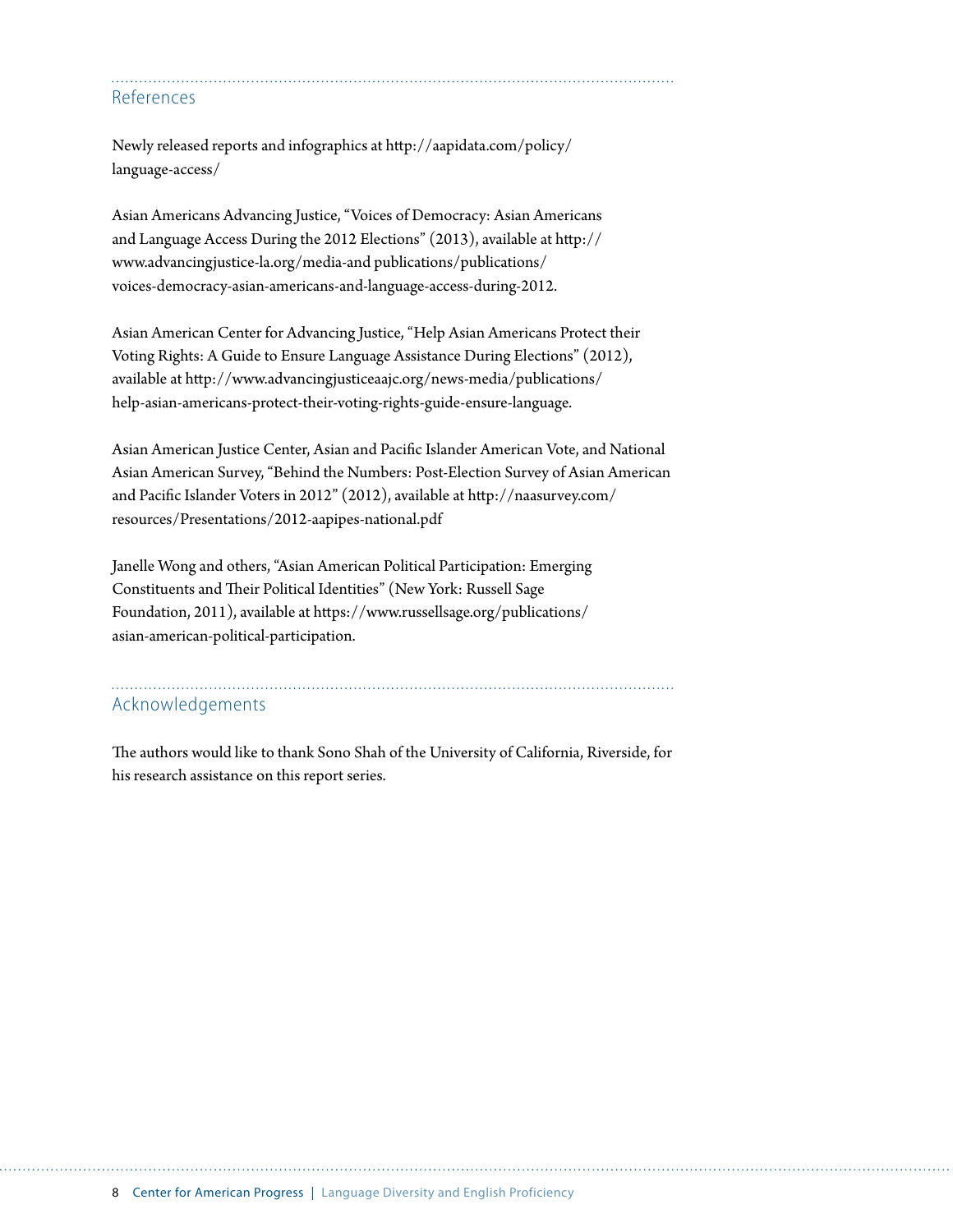## References

Newly released reports and infographics at http://aapidata.com/policy/language-access/

Asian Americans Advancing Justice, "Voices of Democracy: Asian Americans and Language Access During the 2012 Elections" (2013), available at http://www.advancingjustice-la.org/media-and publications/publications/voices-democracy-asian-americans-and-language-access-during-2012.

Asian American Center for Advancing Justice, "Help Asian Americans Protect their Voting Rights: A Guide to Ensure Language Assistance During Elections" (2012), available at http://www.advancingjusticeaajc.org/news-media/publications/help-asian-americans-protect-their-voting-rights-guide-ensure-language.

Asian American Justice Center, Asian and Pacific Islander American Vote, and National Asian American Survey, "Behind the Numbers: Post-Election Survey of Asian American and Pacific Islander Voters in 2012" (2012), available at http://naasurvey.com/resources/Presentations/2012-aapipes-national.pdf

Janelle Wong and others, "Asian American Political Participation: Emerging Constituents and Their Political Identities" (New York: Russell Sage Foundation, 2011), available at https://www.russellsage.org/publications/asian-american-political-participation.

## Acknowledgements

The authors would like to thank Sono Shah of the University of California, Riverside, for his research assistance on this report series.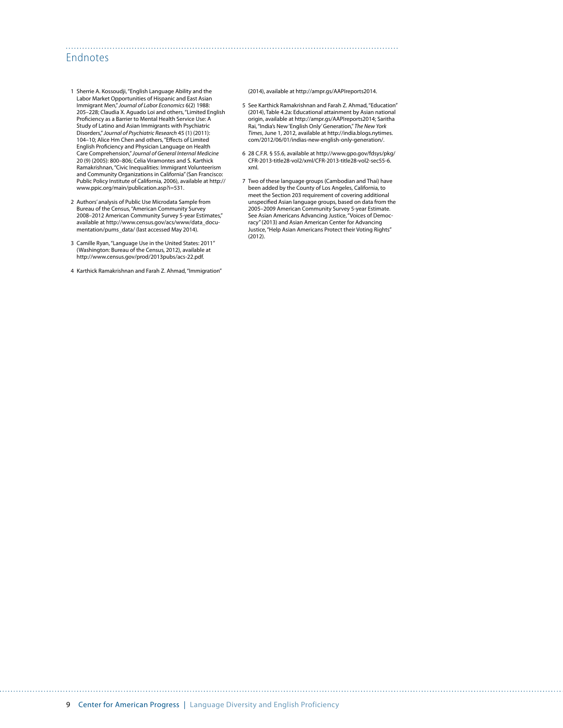## Endnotes

1. Sherrie A. Kossoudji, "English Language Ability and the Labor Market Opportunities of Hispanic and East Asian Immigrant Men," *Journal of Labor Economics* 6(2) 1988: 205–228; Claudia X. Aguado Loi and others, "Limited English Proficiency as a Barrier to Mental Health Service Use: A Study of Latino and Asian Immigrants with Psychiatric Disorders," *Journal of Psychiatric Research* 45 (1) (2011): 104–10; Alice Hm Chen and others, "Effects of Limited English Proficiency and Physician Language on Health Care Comprehension," *Journal of General Internal Medicine* 20 (9) (2005): 800–806; Celia Viramontes and S. Karthick Ramakrishnan, "Civic Inequalities: Immigrant Volunteerism and Community Organizations in California" (San Francisco: Public Policy Institute of California, 2006), available at http://www.ppic.org/main/publication.asp?i=531.

2. Authors' analysis of Public Use Microdata Sample from Bureau of the Census, "American Community Survey 2008–2012 American Community Survey 5-year Estimates," available at http://www.census.gov/acs/www/data_documentation/pums_data/ (last accessed May 2014).

3. Camille Ryan, "Language Use in the United States: 2011" (Washington: Bureau of the Census, 2012), available at http://www.census.gov/prod/2013pubs/acs-22.pdf.

4. Karthick Ramakrishnan and Farah Z. Ahmad, "Immigration" (2014), available at http://ampr.gs/AAPIreports2014.

5. See Karthick Ramakrishnan and Farah Z. Ahmad, "Education" (2014), Table 4.2a: Educational attainment by Asian national origin, available at http://ampr.gs/AAPIreports2014; Saritha Rai, "India's New 'English Only' Generation," *The New York Times*, June 1, 2012, available at http://india.blogs.nytimes.com/2012/06/01/indias-new-english-only-generation/.

6. 28 C.F.R. § 55.6, available at http://www.gpo.gov/fdsys/pkg/CFR-2013-title28-vol2/xml/CFR-2013-title28-vol2-sec55-6.xml.

7. Two of these language groups (Cambodian and Thai) have been added by the County of Los Angeles, California, to meet the Section 203 requirement of covering additional unspecified Asian language groups, based on data from the 2005–2009 American Community Survey 5-year Estimate. See Asian Americans Advancing Justice, "Voices of Democracy" (2013) and Asian American Center for Advancing Justice, "Help Asian Americans Protect their Voting Rights" (2012).